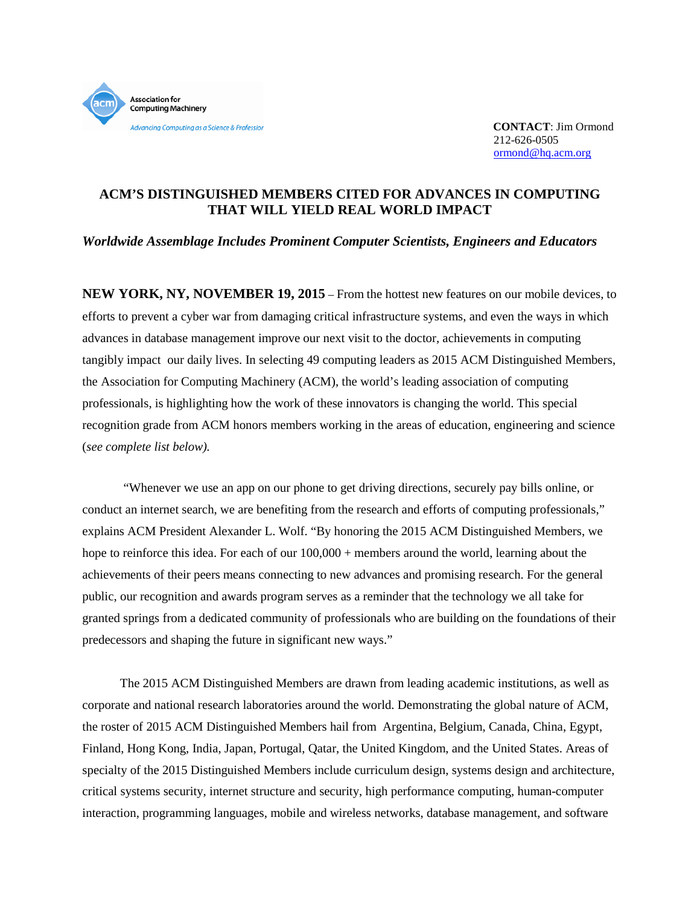Association for Computing Machinery

*Advancing Computing as a Science & Profession*

**CONTACT**: Jim Ormond
212-626-0505
ormond@hq.acm.org

# ACM'S DISTINGUISHED MEMBERS CITED FOR ADVANCES IN COMPUTING THAT WILL YIELD REAL WORLD IMPACT

## *Worldwide Assemblage Includes Prominent Computer Scientists, Engineers and Educators*

**NEW YORK, NY, NOVEMBER 19, 2015** – From the hottest new features on our mobile devices, to efforts to prevent a cyber war from damaging critical infrastructure systems, and even the ways in which advances in database management improve our next visit to the doctor, achievements in computing tangibly impact our daily lives. In selecting 49 computing leaders as 2015 ACM Distinguished Members, the Association for Computing Machinery (ACM), the world's leading association of computing professionals, is highlighting how the work of these innovators is changing the world. This special recognition grade from ACM honors members working in the areas of education, engineering and science (*see complete list below).*

"Whenever we use an app on our phone to get driving directions, securely pay bills online, or conduct an internet search, we are benefiting from the research and efforts of computing professionals," explains ACM President Alexander L. Wolf. "By honoring the 2015 ACM Distinguished Members, we hope to reinforce this idea. For each of our 100,000 + members around the world, learning about the achievements of their peers means connecting to new advances and promising research. For the general public, our recognition and awards program serves as a reminder that the technology we all take for granted springs from a dedicated community of professionals who are building on the foundations of their predecessors and shaping the future in significant new ways."

The 2015 ACM Distinguished Members are drawn from leading academic institutions, as well as corporate and national research laboratories around the world. Demonstrating the global nature of ACM, the roster of 2015 ACM Distinguished Members hail from Argentina, Belgium, Canada, China, Egypt, Finland, Hong Kong, India, Japan, Portugal, Qatar, the United Kingdom, and the United States. Areas of specialty of the 2015 Distinguished Members include curriculum design, systems design and architecture, critical systems security, internet structure and security, high performance computing, human-computer interaction, programming languages, mobile and wireless networks, database management, and software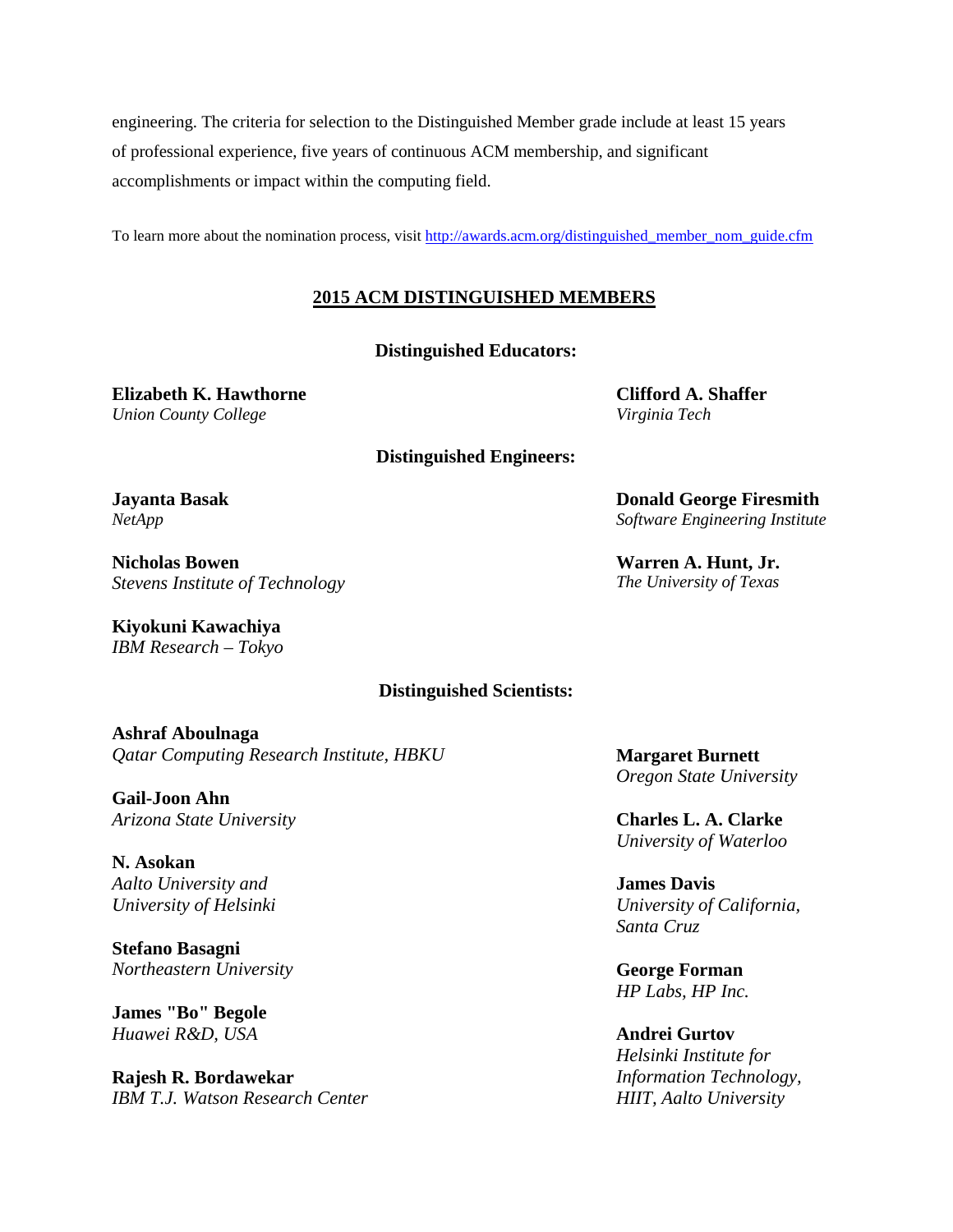engineering. The criteria for selection to the Distinguished Member grade include at least 15 years of professional experience, five years of continuous ACM membership, and significant accomplishments or impact within the computing field.

To learn more about the nomination process, visit [http://awards.acm.org/distinguished_member_nom_guide.cfm](http://awards.acm.org/distinguished_member_nom_guide.cfm)

## 2015 ACM DISTINGUISHED MEMBERS

### Distinguished Educators:

**Elizabeth K. Hawthorne**
*Union County College*

**Clifford A. Shaffer**
*Virginia Tech*

### Distinguished Engineers:

**Jayanta Basak**
*NetApp*

**Nicholas Bowen**
*Stevens Institute of Technology*

**Kiyokuni Kawachiya**
*IBM Research – Tokyo*

**Donald George Firesmith**
*Software Engineering Institute*

**Warren A. Hunt, Jr.**
*The University of Texas*

### Distinguished Scientists:

**Ashraf Aboulnaga**
*Qatar Computing Research Institute, HBKU*

**Gail-Joon Ahn**
*Arizona State University*

**N. Asokan**
*Aalto University and University of Helsinki*

**Stefano Basagni**
*Northeastern University*

**James "Bo" Begole**
*Huawei R&D, USA*

**Rajesh R. Bordawekar**
*IBM T.J. Watson Research Center*

**Margaret Burnett**
*Oregon State University*

**Charles L. A. Clarke**
*University of Waterloo*

**James Davis**
*University of California, Santa Cruz*

**George Forman**
*HP Labs, HP Inc.*

**Andrei Gurtov**
*Helsinki Institute for Information Technology, HIIT, Aalto University*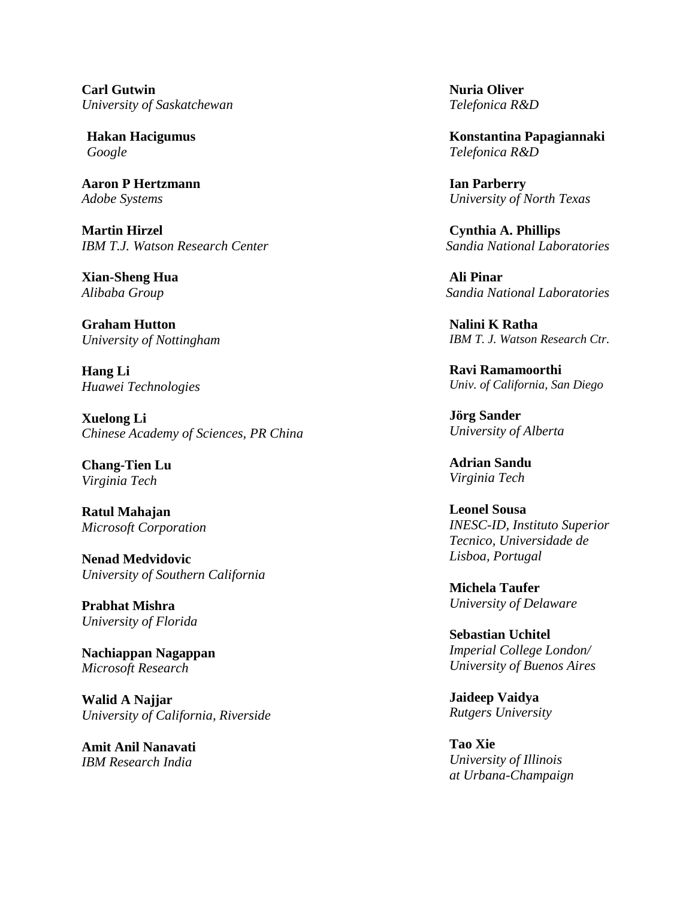**Carl Gutwin**
*University of Saskatchewan*

**Hakan Hacigumus**
*Google*

**Aaron P Hertzmann**
*Adobe Systems*

**Martin Hirzel**
*IBM T.J. Watson Research Center*

**Xian-Sheng Hua**
*Alibaba Group*

**Graham Hutton**
*University of Nottingham*

**Hang Li**
*Huawei Technologies*

**Xuelong Li**
*Chinese Academy of Sciences, PR China*

**Chang-Tien Lu**
*Virginia Tech*

**Ratul Mahajan**
*Microsoft Corporation*

**Nenad Medvidovic**
*University of Southern California*

**Prabhat Mishra**
*University of Florida*

**Nachiappan Nagappan**
*Microsoft Research*

**Walid A Najjar**
*University of California, Riverside*

**Amit Anil Nanavati**
*IBM Research India*

**Nuria Oliver**
*Telefonica R&D*

**Konstantina Papagiannaki**
*Telefonica R&D*

**Ian Parberry**
*University of North Texas*

**Cynthia A. Phillips**
*Sandia National Laboratories*

**Ali Pinar**
*Sandia National Laboratories*

**Nalini K Ratha**
*IBM T. J. Watson Research Ctr.*

**Ravi Ramamoorthi**
*Univ. of California, San Diego*

**Jörg Sander**
*University of Alberta*

**Adrian Sandu**
*Virginia Tech*

**Leonel Sousa**
*INESC-ID, Instituto Superior Tecnico, Universidade de Lisboa, Portugal*

**Michela Taufer**
*University of Delaware*

**Sebastian Uchitel**
*Imperial College London/ University of Buenos Aires*

**Jaideep Vaidya**
*Rutgers University*

**Tao Xie**
*University of Illinois at Urbana-Champaign*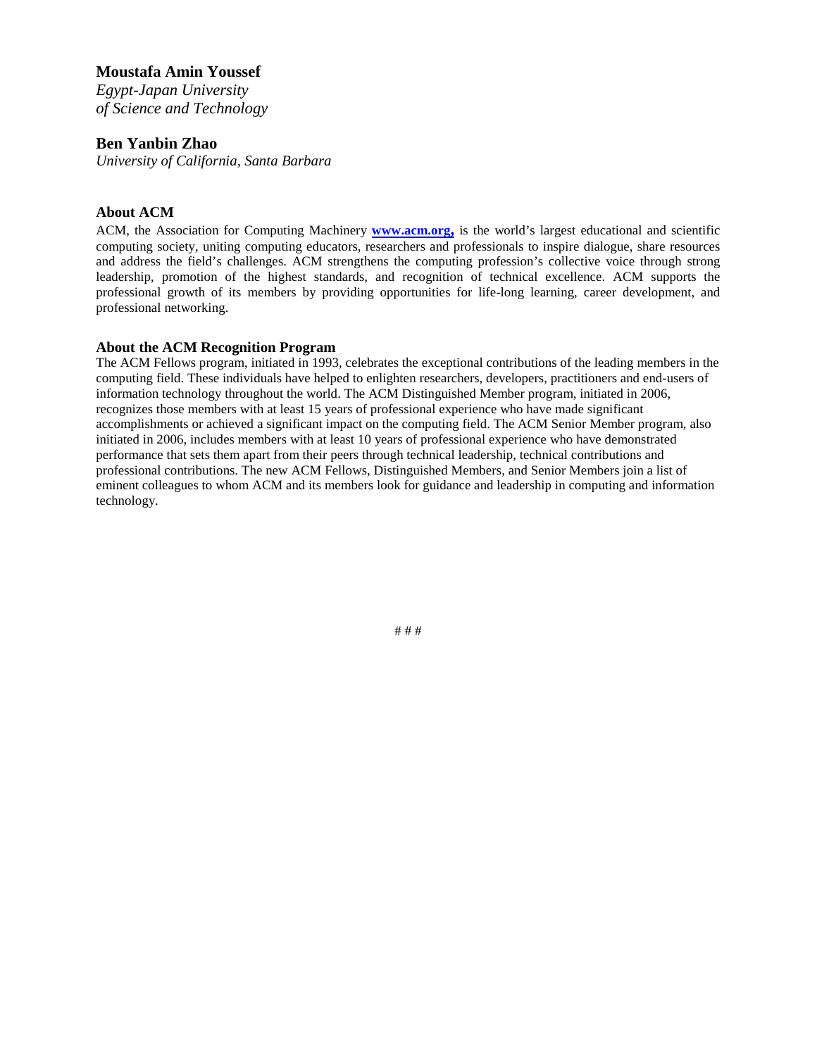**Moustafa Amin Youssef**
*Egypt-Japan University*
*of Science and Technology*

**Ben Yanbin Zhao**
*University of California, Santa Barbara*

## About ACM

ACM, the Association for Computing Machinery **www.acm.org,** is the world's largest educational and scientific computing society, uniting computing educators, researchers and professionals to inspire dialogue, share resources and address the field's challenges. ACM strengthens the computing profession's collective voice through strong leadership, promotion of the highest standards, and recognition of technical excellence. ACM supports the professional growth of its members by providing opportunities for life-long learning, career development, and professional networking.

## About the ACM Recognition Program

The ACM Fellows program, initiated in 1993, celebrates the exceptional contributions of the leading members in the computing field. These individuals have helped to enlighten researchers, developers, practitioners and end-users of information technology throughout the world. The ACM Distinguished Member program, initiated in 2006, recognizes those members with at least 15 years of professional experience who have made significant accomplishments or achieved a significant impact on the computing field. The ACM Senior Member program, also initiated in 2006, includes members with at least 10 years of professional experience who have demonstrated performance that sets them apart from their peers through technical leadership, technical contributions and professional contributions. The new ACM Fellows, Distinguished Members, and Senior Members join a list of eminent colleagues to whom ACM and its members look for guidance and leadership in computing and information technology.

# # #